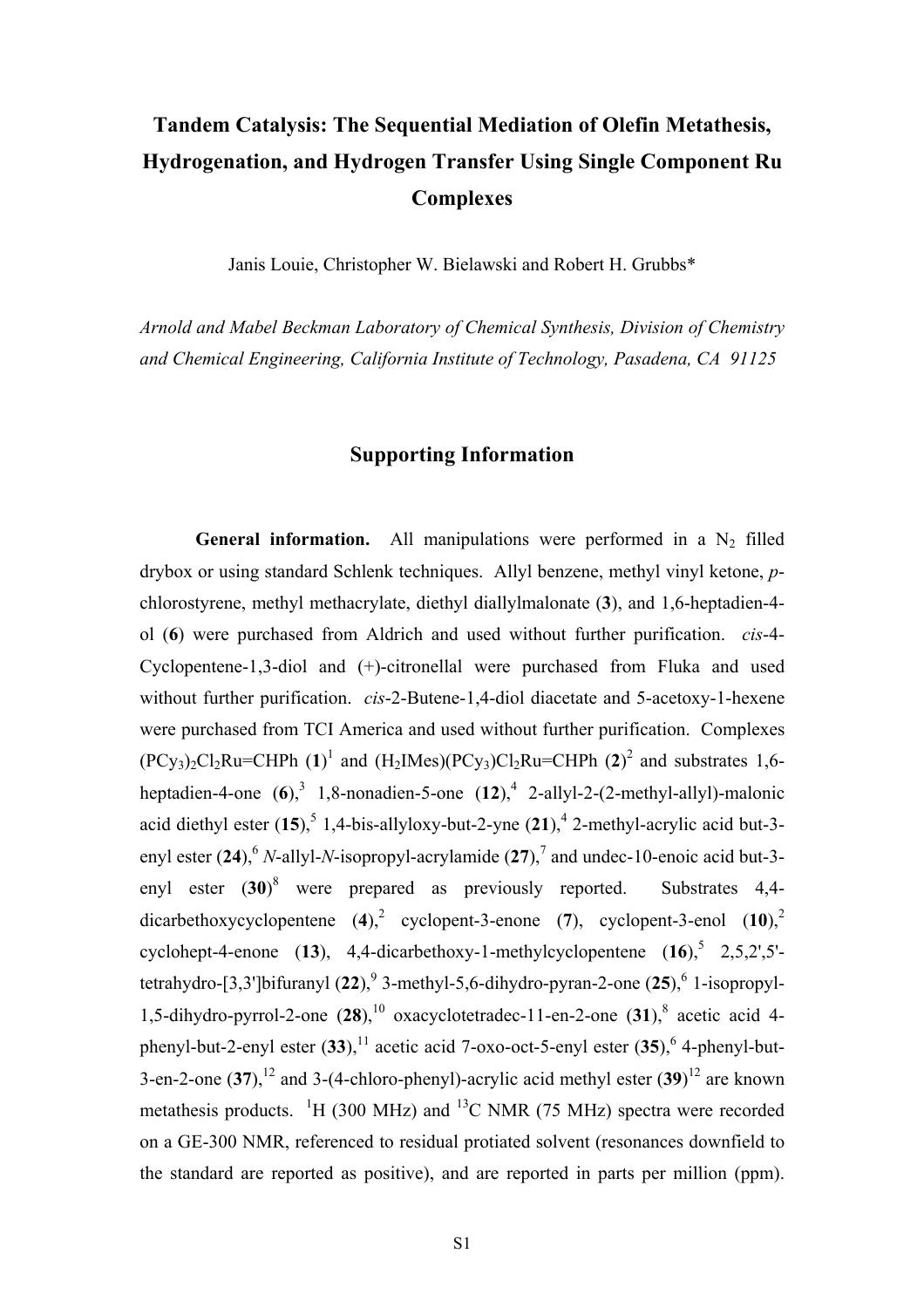# Tandem Catalysis: The Sequential Mediation of Olefin Metathesis, Hydrogenation, and Hydrogen Transfer Using Single Component Ru Complexes

Janis Louie, Christopher W. Bielawski and Robert H. Grubbs*

*Arnold and Mabel Beckman Laboratory of Chemical Synthesis, Division of Chemistry and Chemical Engineering, California Institute of Technology, Pasadena, CA 91125*

## Supporting Information

**General information.** All manipulations were performed in a $N_2$ filled drybox or using standard Schlenk techniques. Allyl benzene, methyl vinyl ketone, *p*-chlorostyrene, methyl methacrylate, diethyl diallylmalonate (**3**), and 1,6-heptadien-4-ol (**6**) were purchased from Aldrich and used without further purification. *cis*-4-Cyclopentene-1,3-diol and (+)-citronellal were purchased from Fluka and used without further purification. *cis*-2-Butene-1,4-diol diacetate and 5-acetoxy-1-hexene were purchased from TCI America and used without further purification. Complexes $(PCy_3)_2Cl_2Ru{=}CHPh$ (**1**)[1] and $(H_2IMes)(PCy_3)Cl_2Ru{=}CHPh$ (**2**)[2] and substrates 1,6-heptadien-4-one (**6**),[3] 1,8-nonadien-5-one (**12**),[4] 2-allyl-2-(2-methyl-allyl)-malonic acid diethyl ester (**15**),[5] 1,4-bis-allyloxy-but-2-yne (**21**),[4] 2-methyl-acrylic acid but-3-enyl ester (**24**),[6] *N*-allyl-*N*-isopropyl-acrylamide (**27**),[7] and undec-10-enoic acid but-3-enyl ester (**30**)[8] were prepared as previously reported. Substrates 4,4-dicarbethoxycyclopentene (**4**),[2] cyclopent-3-enone (**7**), cyclopent-3-enol (**10**),[2] cyclohept-4-enone (**13**), 4,4-dicarbethoxy-1-methylcyclopentene (**16**),[5] 2,5,2',5'-tetrahydro-[3,3']bifuranyl (**22**),[9] 3-methyl-5,6-dihydro-pyran-2-one (**25**),[6] 1-isopropyl-1,5-dihydro-pyrrol-2-one (**28**),[10] oxacyclotetradec-11-en-2-one (**31**),[8] acetic acid 4-phenyl-but-2-enyl ester (**33**),[11] acetic acid 7-oxo-oct-5-enyl ester (**35**),[6] 4-phenyl-but-3-en-2-one (**37**),[12] and 3-(4-chloro-phenyl)-acrylic acid methyl ester (**39**)[12] are known metathesis products. $^1$H (300 MHz) and $^{13}$C NMR (75 MHz) spectra were recorded on a GE-300 NMR, referenced to residual protiated solvent (resonances downfield to the standard are reported as positive), and are reported in parts per million (ppm).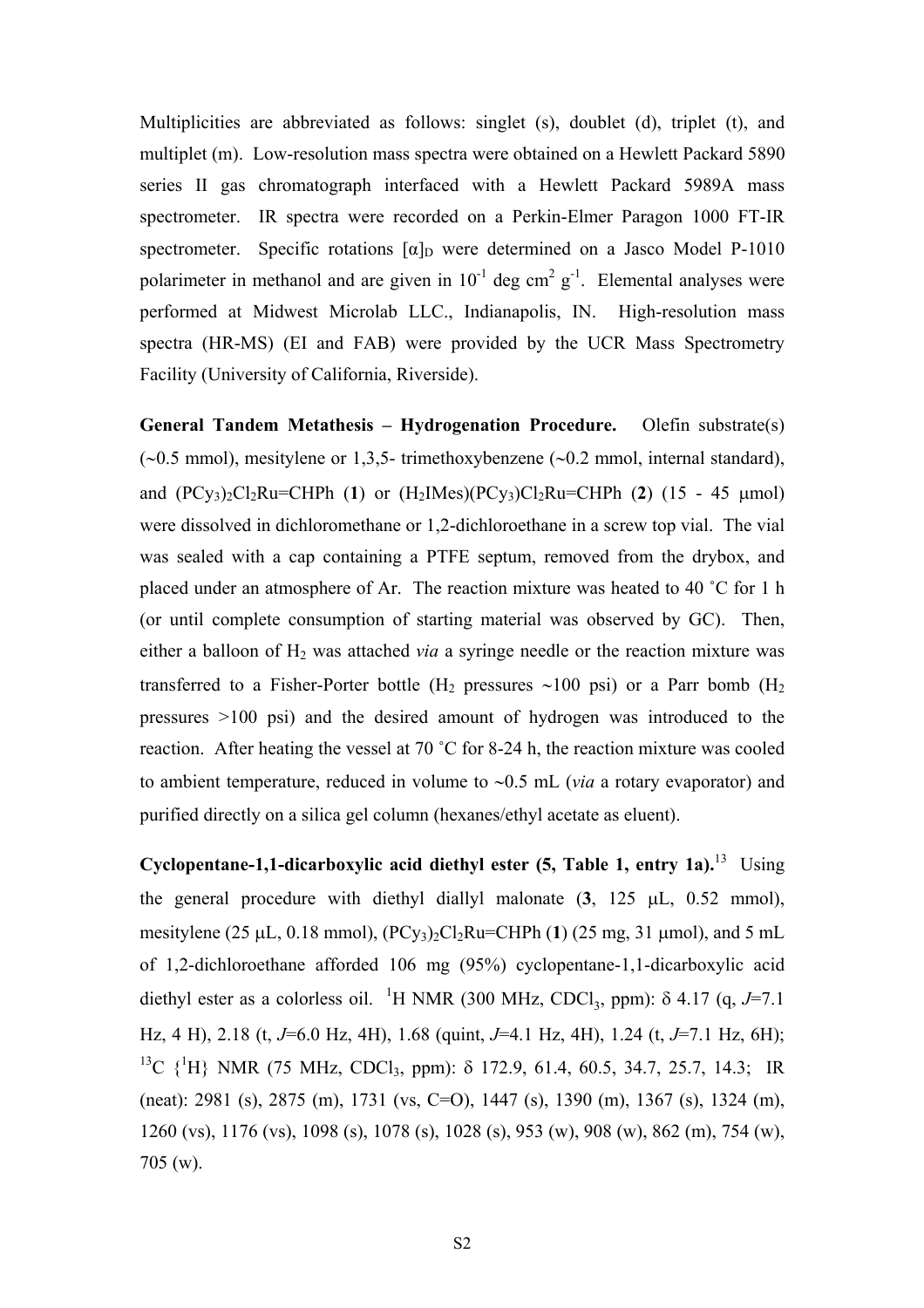Multiplicities are abbreviated as follows: singlet (s), doublet (d), triplet (t), and multiplet (m). Low-resolution mass spectra were obtained on a Hewlett Packard 5890 series II gas chromatograph interfaced with a Hewlett Packard 5989A mass spectrometer. IR spectra were recorded on a Perkin-Elmer Paragon 1000 FT-IR spectrometer. Specific rotations $[\alpha]_D$ were determined on a Jasco Model P-1010 polarimeter in methanol and are given in $10^{-1}$ deg cm$^2$ g$^{-1}$. Elemental analyses were performed at Midwest Microlab LLC., Indianapolis, IN. High-resolution mass spectra (HR-MS) (EI and FAB) were provided by the UCR Mass Spectrometry Facility (University of California, Riverside).

**General Tandem Metathesis – Hydrogenation Procedure.** Olefin substrate(s) (~0.5 mmol), mesitylene or 1,3,5- trimethoxybenzene (~0.2 mmol, internal standard), and $(PCy_3)_2Cl_2Ru{=}CHPh$ (**1**) or $(H_2IMes)(PCy_3)Cl_2Ru{=}CHPh$ (**2**) (15 - 45 μmol) were dissolved in dichloromethane or 1,2-dichloroethane in a screw top vial. The vial was sealed with a cap containing a PTFE septum, removed from the drybox, and placed under an atmosphere of Ar. The reaction mixture was heated to 40 ˚C for 1 h (or until complete consumption of starting material was observed by GC). Then, either a balloon of $H_2$ was attached *via* a syringe needle or the reaction mixture was transferred to a Fisher-Porter bottle ($H_2$ pressures ~100 psi) or a Parr bomb ($H_2$ pressures >100 psi) and the desired amount of hydrogen was introduced to the reaction. After heating the vessel at 70 ˚C for 8-24 h, the reaction mixture was cooled to ambient temperature, reduced in volume to ~0.5 mL (*via* a rotary evaporator) and purified directly on a silica gel column (hexanes/ethyl acetate as eluent).

**Cyclopentane-1,1-dicarboxylic acid diethyl ester (5, Table 1, entry 1a).**[13] Using the general procedure with diethyl diallyl malonate (**3**, 125 μL, 0.52 mmol), mesitylene (25 μL, 0.18 mmol), $(PCy_3)_2Cl_2Ru{=}CHPh$ (**1**) (25 mg, 31 μmol), and 5 mL of 1,2-dichloroethane afforded 106 mg (95%) cyclopentane-1,1-dicarboxylic acid diethyl ester as a colorless oil. $^1$H NMR (300 MHz, $CDCl_3$, ppm): δ 4.17 (q, *J*=7.1 Hz, 4 H), 2.18 (t, *J*=6.0 Hz, 4H), 1.68 (quint, *J*=4.1 Hz, 4H), 1.24 (t, *J*=7.1 Hz, 6H); $^{13}$C {$^1$H} NMR (75 MHz, $CDCl_3$, ppm): δ 172.9, 61.4, 60.5, 34.7, 25.7, 14.3; IR (neat): 2981 (s), 2875 (m), 1731 (vs, C=O), 1447 (s), 1390 (m), 1367 (s), 1324 (m), 1260 (vs), 1176 (vs), 1098 (s), 1078 (s), 1028 (s), 953 (w), 908 (w), 862 (m), 754 (w), 705 (w).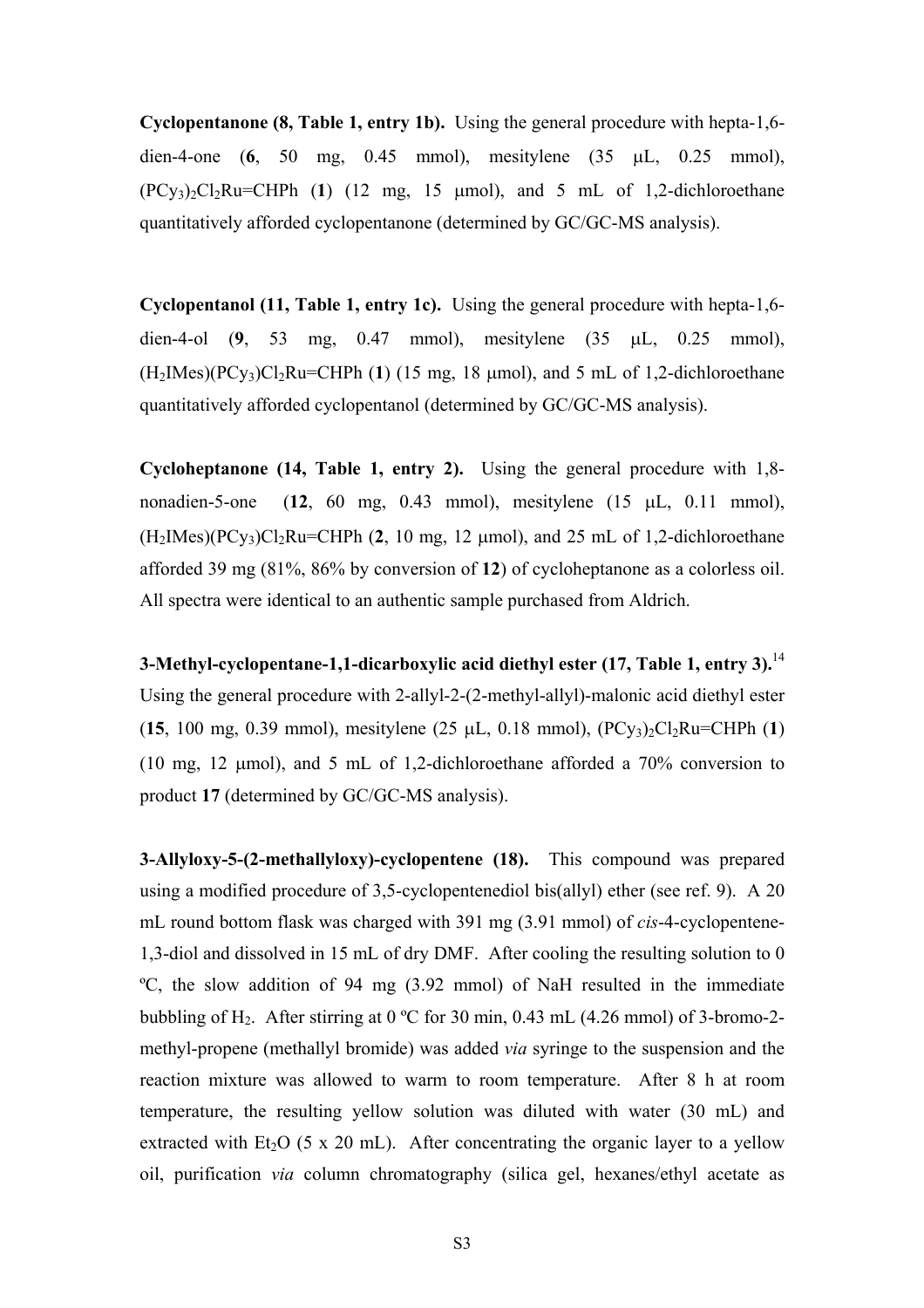**Cyclopentanone (8, Table 1, entry 1b).** Using the general procedure with hepta-1,6-dien-4-one (**6**, 50 mg, 0.45 mmol), mesitylene (35 μL, 0.25 mmol), $(PCy_3)_2Cl_2Ru{=}CHPh$ (**1**) (12 mg, 15 μmol), and 5 mL of 1,2-dichloroethane quantitatively afforded cyclopentanone (determined by GC/GC-MS analysis).

**Cyclopentanol (11, Table 1, entry 1c).** Using the general procedure with hepta-1,6-dien-4-ol (**9**, 53 mg, 0.47 mmol), mesitylene (35 μL, 0.25 mmol), $(H_2IMes)(PCy_3)Cl_2Ru{=}CHPh$ (**1**) (15 mg, 18 μmol), and 5 mL of 1,2-dichloroethane quantitatively afforded cyclopentanol (determined by GC/GC-MS analysis).

**Cycloheptanone (14, Table 1, entry 2).** Using the general procedure with 1,8-nonadien-5-one (**12**, 60 mg, 0.43 mmol), mesitylene (15 μL, 0.11 mmol), $(H_2IMes)(PCy_3)Cl_2Ru{=}CHPh$ (**2**, 10 mg, 12 μmol), and 25 mL of 1,2-dichloroethane afforded 39 mg (81%, 86% by conversion of **12**) of cycloheptanone as a colorless oil. All spectra were identical to an authentic sample purchased from Aldrich.

**3-Methyl-cyclopentane-1,1-dicarboxylic acid diethyl ester (17, Table 1, entry 3).**[14] Using the general procedure with 2-allyl-2-(2-methyl-allyl)-malonic acid diethyl ester (**15**, 100 mg, 0.39 mmol), mesitylene (25 μL, 0.18 mmol), $(PCy_3)_2Cl_2Ru{=}CHPh$ (**1**) (10 mg, 12 μmol), and 5 mL of 1,2-dichloroethane afforded a 70% conversion to product **17** (determined by GC/GC-MS analysis).

**3-Allyloxy-5-(2-methallyloxy)-cyclopentene (18).** This compound was prepared using a modified procedure of 3,5-cyclopentenediol bis(allyl) ether (see ref. 9). A 20 mL round bottom flask was charged with 391 mg (3.91 mmol) of *cis*-4-cyclopentene-1,3-diol and dissolved in 15 mL of dry DMF. After cooling the resulting solution to 0 ºC, the slow addition of 94 mg (3.92 mmol) of NaH resulted in the immediate bubbling of $H_2$. After stirring at 0 ºC for 30 min, 0.43 mL (4.26 mmol) of 3-bromo-2-methyl-propene (methallyl bromide) was added *via* syringe to the suspension and the reaction mixture was allowed to warm to room temperature. After 8 h at room temperature, the resulting yellow solution was diluted with water (30 mL) and extracted with $Et_2O$ (5 x 20 mL). After concentrating the organic layer to a yellow oil, purification *via* column chromatography (silica gel, hexanes/ethyl acetate as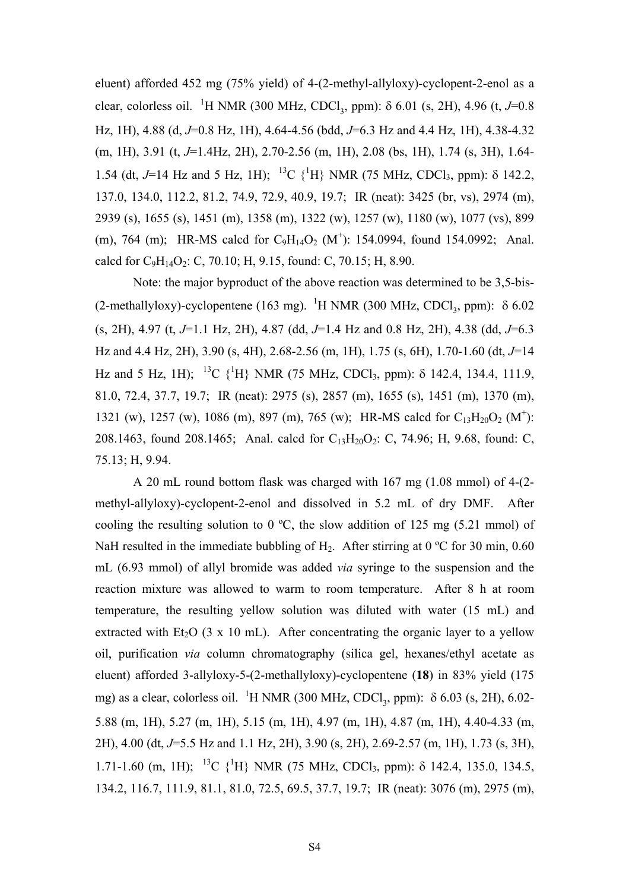eluent) afforded 452 mg (75% yield) of 4-(2-methyl-allyloxy)-cyclopent-2-enol as a clear, colorless oil. $^1$H NMR (300 MHz, $CDCl_3$, ppm): δ 6.01 (s, 2H), 4.96 (t, *J*=0.8 Hz, 1H), 4.88 (d, *J*=0.8 Hz, 1H), 4.64-4.56 (bdd, *J*=6.3 Hz and 4.4 Hz, 1H), 4.38-4.32 (m, 1H), 3.91 (t, *J*=1.4Hz, 2H), 2.70-2.56 (m, 1H), 2.08 (bs, 1H), 1.74 (s, 3H), 1.64-1.54 (dt, *J*=14 Hz and 5 Hz, 1H); $^{13}$C {$^1$H} NMR (75 MHz, $CDCl_3$, ppm): δ 142.2, 137.0, 134.0, 112.2, 81.2, 74.9, 72.9, 40.9, 19.7; IR (neat): 3425 (br, vs), 2974 (m), 2939 (s), 1655 (s), 1451 (m), 1358 (m), 1322 (w), 1257 (w), 1180 (w), 1077 (vs), 899 (m), 764 (m); HR-MS calcd for $C_9H_{14}O_2$ ($M^+$): 154.0994, found 154.0992; Anal. calcd for $C_9H_{14}O_2$: C, 70.10; H, 9.15, found: C, 70.15; H, 8.90.

Note: the major byproduct of the above reaction was determined to be 3,5-bis-(2-methallyloxy)-cyclopentene (163 mg). $^1$H NMR (300 MHz, $CDCl_3$, ppm): δ 6.02 (s, 2H), 4.97 (t, *J*=1.1 Hz, 2H), 4.87 (dd, *J*=1.4 Hz and 0.8 Hz, 2H), 4.38 (dd, *J*=6.3 Hz and 4.4 Hz, 2H), 3.90 (s, 4H), 2.68-2.56 (m, 1H), 1.75 (s, 6H), 1.70-1.60 (dt, *J*=14 Hz and 5 Hz, 1H); $^{13}$C {$^1$H} NMR (75 MHz, $CDCl_3$, ppm): δ 142.4, 134.4, 111.9, 81.0, 72.4, 37.7, 19.7; IR (neat): 2975 (s), 2857 (m), 1655 (s), 1451 (m), 1370 (m), 1321 (w), 1257 (w), 1086 (m), 897 (m), 765 (w); HR-MS calcd for $C_{13}H_{20}O_2$ ($M^+$): 208.1463, found 208.1465; Anal. calcd for $C_{13}H_{20}O_2$: C, 74.96; H, 9.68, found: C, 75.13; H, 9.94.

A 20 mL round bottom flask was charged with 167 mg (1.08 mmol) of 4-(2-methyl-allyloxy)-cyclopent-2-enol and dissolved in 5.2 mL of dry DMF. After cooling the resulting solution to 0 ºC, the slow addition of 125 mg (5.21 mmol) of NaH resulted in the immediate bubbling of $H_2$. After stirring at 0 ºC for 30 min, 0.60 mL (6.93 mmol) of allyl bromide was added *via* syringe to the suspension and the reaction mixture was allowed to warm to room temperature. After 8 h at room temperature, the resulting yellow solution was diluted with water (15 mL) and extracted with $Et_2O$ (3 x 10 mL). After concentrating the organic layer to a yellow oil, purification *via* column chromatography (silica gel, hexanes/ethyl acetate as eluent) afforded 3-allyloxy-5-(2-methallyloxy)-cyclopentene (**18**) in 83% yield (175 mg) as a clear, colorless oil. $^1$H NMR (300 MHz, $CDCl_3$, ppm): δ 6.03 (s, 2H), 6.02-5.88 (m, 1H), 5.27 (m, 1H), 5.15 (m, 1H), 4.97 (m, 1H), 4.87 (m, 1H), 4.40-4.33 (m, 2H), 4.00 (dt, *J*=5.5 Hz and 1.1 Hz, 2H), 3.90 (s, 2H), 2.69-2.57 (m, 1H), 1.73 (s, 3H), 1.71-1.60 (m, 1H); $^{13}$C {$^1$H} NMR (75 MHz, $CDCl_3$, ppm): δ 142.4, 135.0, 134.5, 134.2, 116.7, 111.9, 81.1, 81.0, 72.5, 69.5, 37.7, 19.7; IR (neat): 3076 (m), 2975 (m),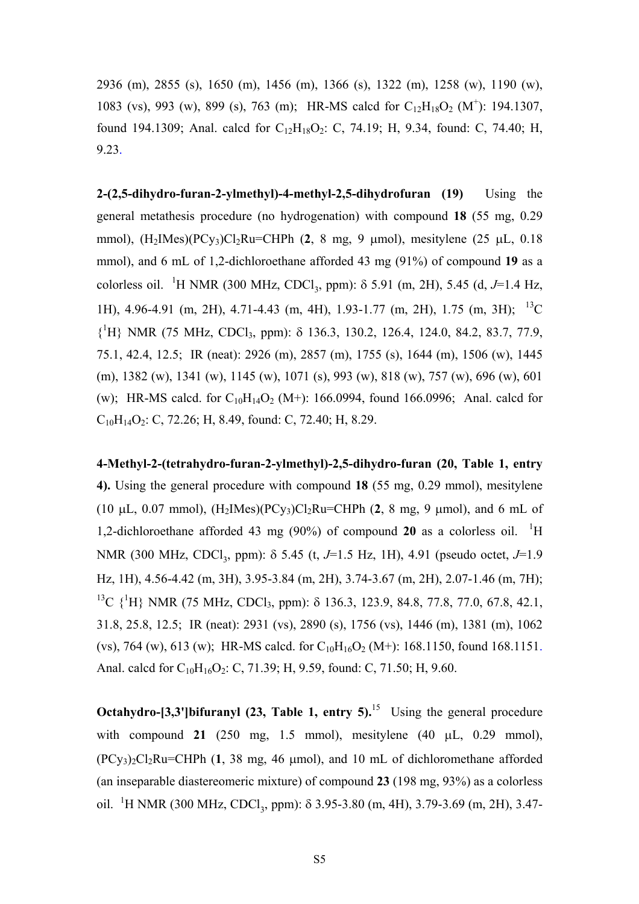2936 (m), 2855 (s), 1650 (m), 1456 (m), 1366 (s), 1322 (m), 1258 (w), 1190 (w), 1083 (vs), 993 (w), 899 (s), 763 (m); HR-MS calcd for $C_{12}H_{18}O_2$ ($M^+$): 194.1307, found 194.1309; Anal. calcd for $C_{12}H_{18}O_2$: C, 74.19; H, 9.34, found: C, 74.40; H, 9.23.

**2-(2,5-dihydro-furan-2-ylmethyl)-4-methyl-2,5-dihydrofuran (19)** Using the general metathesis procedure (no hydrogenation) with compound **18** (55 mg, 0.29 mmol), $(H_2IMes)(PCy_3)Cl_2Ru{=}CHPh$ (**2**, 8 mg, 9 μmol), mesitylene (25 μL, 0.18 mmol), and 6 mL of 1,2-dichloroethane afforded 43 mg (91%) of compound **19** as a colorless oil. $^1$H NMR (300 MHz, $CDCl_3$, ppm): δ 5.91 (m, 2H), 5.45 (d, *J*=1.4 Hz, 1H), 4.96-4.91 (m, 2H), 4.71-4.43 (m, 4H), 1.93-1.77 (m, 2H), 1.75 (m, 3H); $^{13}$C {$^1$H} NMR (75 MHz, $CDCl_3$, ppm): δ 136.3, 130.2, 126.4, 124.0, 84.2, 83.7, 77.9, 75.1, 42.4, 12.5; IR (neat): 2926 (m), 2857 (m), 1755 (s), 1644 (m), 1506 (w), 1445 (m), 1382 (w), 1341 (w), 1145 (w), 1071 (s), 993 (w), 818 (w), 757 (w), 696 (w), 601 (w); HR-MS calcd. for $C_{10}H_{14}O_2$ (M+): 166.0994, found 166.0996; Anal. calcd for $C_{10}H_{14}O_2$: C, 72.26; H, 8.49, found: C, 72.40; H, 8.29.

**4-Methyl-2-(tetrahydro-furan-2-ylmethyl)-2,5-dihydro-furan (20, Table 1, entry 4).** Using the general procedure with compound **18** (55 mg, 0.29 mmol), mesitylene (10 μL, 0.07 mmol), $(H_2IMes)(PCy_3)Cl_2Ru{=}CHPh$ (**2**, 8 mg, 9 μmol), and 6 mL of 1,2-dichloroethane afforded 43 mg (90%) of compound **20** as a colorless oil. $^1$H NMR (300 MHz, $CDCl_3$, ppm): δ 5.45 (t, *J*=1.5 Hz, 1H), 4.91 (pseudo octet, *J*=1.9 Hz, 1H), 4.56-4.42 (m, 3H), 3.95-3.84 (m, 2H), 3.74-3.67 (m, 2H), 2.07-1.46 (m, 7H); $^{13}$C {$^1$H} NMR (75 MHz, $CDCl_3$, ppm): δ 136.3, 123.9, 84.8, 77.8, 77.0, 67.8, 42.1, 31.8, 25.8, 12.5; IR (neat): 2931 (vs), 2890 (s), 1756 (vs), 1446 (m), 1381 (m), 1062 (vs), 764 (w), 613 (w); HR-MS calcd. for $C_{10}H_{16}O_2$ (M+): 168.1150, found 168.1151. Anal. calcd for $C_{10}H_{16}O_2$: C, 71.39; H, 9.59, found: C, 71.50; H, 9.60.

**Octahydro-[3,3']bifuranyl (23, Table 1, entry 5).**[15] Using the general procedure with compound **21** (250 mg, 1.5 mmol), mesitylene (40 μL, 0.29 mmol), $(PCy_3)_2Cl_2Ru{=}CHPh$ (**1**, 38 mg, 46 μmol), and 10 mL of dichloromethane afforded (an inseparable diastereomeric mixture) of compound **23** (198 mg, 93%) as a colorless oil. $^1$H NMR (300 MHz, $CDCl_3$, ppm): δ 3.95-3.80 (m, 4H), 3.79-3.69 (m, 2H), 3.47-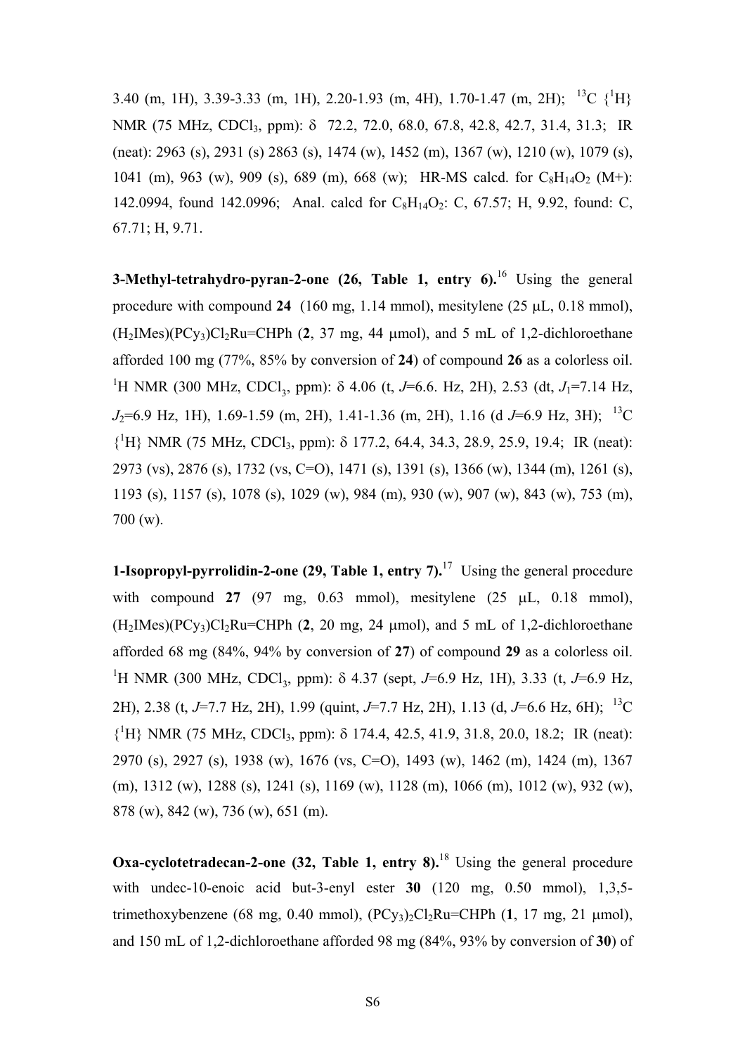3.40 (m, 1H), 3.39-3.33 (m, 1H), 2.20-1.93 (m, 4H), 1.70-1.47 (m, 2H); $^{13}$C {$^{1}$H} NMR (75 MHz, $CDCl_3$, ppm): δ 72.2, 72.0, 68.0, 67.8, 42.8, 42.7, 31.4, 31.3; IR (neat): 2963 (s), 2931 (s) 2863 (s), 1474 (w), 1452 (m), 1367 (w), 1210 (w), 1079 (s), 1041 (m), 963 (w), 909 (s), 689 (m), 668 (w); HR-MS calcd. for $C_8H_{14}O_2$ (M+): 142.0994, found 142.0996; Anal. calcd for $C_8H_{14}O_2$: C, 67.57; H, 9.92, found: C, 67.71; H, 9.71.

**3-Methyl-tetrahydro-pyran-2-one (26, Table 1, entry 6).**[16] Using the general procedure with compound **24** (160 mg, 1.14 mmol), mesitylene (25 μL, 0.18 mmol), $(H_2IMes)(PCy_3)Cl_2Ru$=CHPh (**2**, 37 mg, 44 μmol), and 5 mL of 1,2-dichloroethane afforded 100 mg (77%, 85% by conversion of **24**) of compound **26** as a colorless oil. $^{1}$H NMR (300 MHz, $CDCl_3$, ppm): δ 4.06 (t, *J*=6.6. Hz, 2H), 2.53 (dt, $J_1$=7.14 Hz, $J_2$=6.9 Hz, 1H), 1.69-1.59 (m, 2H), 1.41-1.36 (m, 2H), 1.16 (d *J*=6.9 Hz, 3H); $^{13}$C {$^{1}$H} NMR (75 MHz, $CDCl_3$, ppm): δ 177.2, 64.4, 34.3, 28.9, 25.9, 19.4; IR (neat): 2973 (vs), 2876 (s), 1732 (vs, C=O), 1471 (s), 1391 (s), 1366 (w), 1344 (m), 1261 (s), 1193 (s), 1157 (s), 1078 (s), 1029 (w), 984 (m), 930 (w), 907 (w), 843 (w), 753 (m), 700 (w).

**1-Isopropyl-pyrrolidin-2-one (29, Table 1, entry 7).**[17] Using the general procedure with compound **27** (97 mg, 0.63 mmol), mesitylene (25 μL, 0.18 mmol), $(H_2IMes)(PCy_3)Cl_2Ru$=CHPh (**2**, 20 mg, 24 μmol), and 5 mL of 1,2-dichloroethane afforded 68 mg (84%, 94% by conversion of **27**) of compound **29** as a colorless oil. $^{1}$H NMR (300 MHz, $CDCl_3$, ppm): δ 4.37 (sept, *J*=6.9 Hz, 1H), 3.33 (t, *J*=6.9 Hz, 2H), 2.38 (t, *J*=7.7 Hz, 2H), 1.99 (quint, *J*=7.7 Hz, 2H), 1.13 (d, *J*=6.6 Hz, 6H); $^{13}$C {$^{1}$H} NMR (75 MHz, $CDCl_3$, ppm): δ 174.4, 42.5, 41.9, 31.8, 20.0, 18.2; IR (neat): 2970 (s), 2927 (s), 1938 (w), 1676 (vs, C=O), 1493 (w), 1462 (m), 1424 (m), 1367 (m), 1312 (w), 1288 (s), 1241 (s), 1169 (w), 1128 (m), 1066 (m), 1012 (w), 932 (w), 878 (w), 842 (w), 736 (w), 651 (m).

**Oxa-cyclotetradecan-2-one (32, Table 1, entry 8).**[18] Using the general procedure with undec-10-enoic acid but-3-enyl ester **30** (120 mg, 0.50 mmol), 1,3,5-trimethoxybenzene (68 mg, 0.40 mmol), $(PCy_3)_2Cl_2Ru$=CHPh (**1**, 17 mg, 21 μmol), and 150 mL of 1,2-dichloroethane afforded 98 mg (84%, 93% by conversion of **30**) of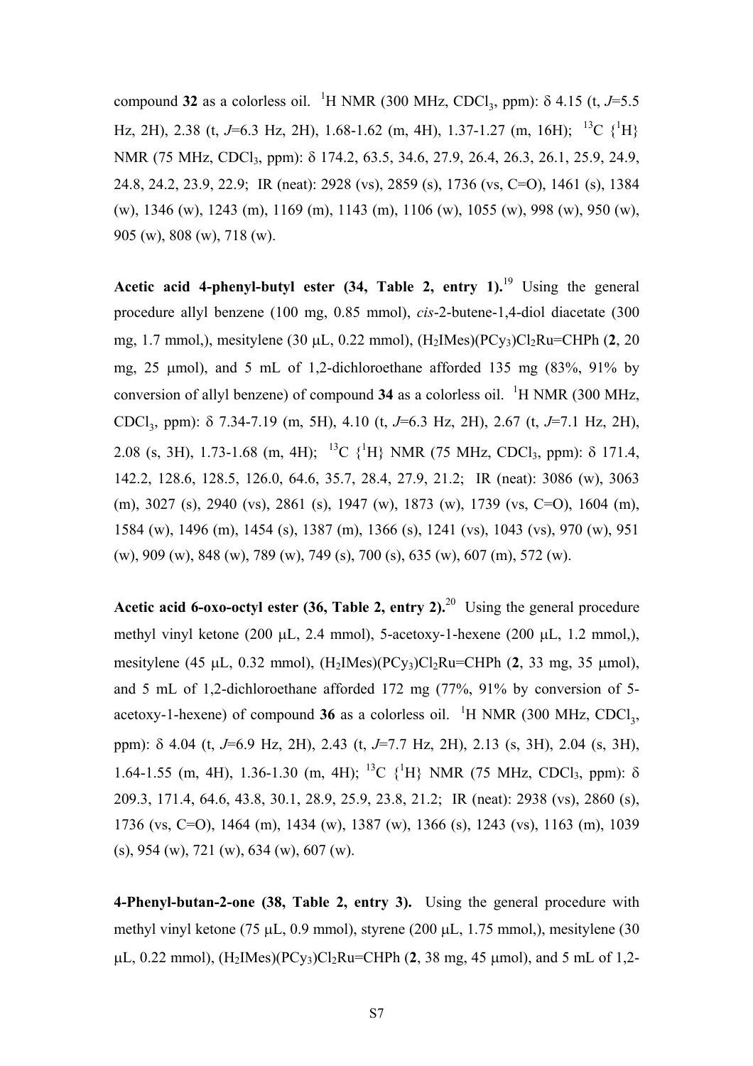compound **32** as a colorless oil. $^{1}$H NMR (300 MHz, $CDCl_3$, ppm): δ 4.15 (t, *J*=5.5 Hz, 2H), 2.38 (t, *J*=6.3 Hz, 2H), 1.68-1.62 (m, 4H), 1.37-1.27 (m, 16H); $^{13}$C {$^{1}$H} NMR (75 MHz, $CDCl_3$, ppm): δ 174.2, 63.5, 34.6, 27.9, 26.4, 26.3, 26.1, 25.9, 24.9, 24.8, 24.2, 23.9, 22.9; IR (neat): 2928 (vs), 2859 (s), 1736 (vs, C=O), 1461 (s), 1384 (w), 1346 (w), 1243 (m), 1169 (m), 1143 (m), 1106 (w), 1055 (w), 998 (w), 950 (w), 905 (w), 808 (w), 718 (w).

**Acetic acid 4-phenyl-butyl ester (34, Table 2, entry 1).**[19] Using the general procedure allyl benzene (100 mg, 0.85 mmol), *cis*-2-butene-1,4-diol diacetate (300 mg, 1.7 mmol,), mesitylene (30 μL, 0.22 mmol), $(H_2IMes)(PCy_3)Cl_2Ru{=}CHPh$ (**2**, 20 mg, 25 μmol), and 5 mL of 1,2-dichloroethane afforded 135 mg (83%, 91% by conversion of allyl benzene) of compound **34** as a colorless oil. $^{1}$H NMR (300 MHz, $CDCl_3$, ppm): δ 7.34-7.19 (m, 5H), 4.10 (t, *J*=6.3 Hz, 2H), 2.67 (t, *J*=7.1 Hz, 2H), 2.08 (s, 3H), 1.73-1.68 (m, 4H); $^{13}$C {$^{1}$H} NMR (75 MHz, $CDCl_3$, ppm): δ 171.4, 142.2, 128.6, 128.5, 126.0, 64.6, 35.7, 28.4, 27.9, 21.2; IR (neat): 3086 (w), 3063 (m), 3027 (s), 2940 (vs), 2861 (s), 1947 (w), 1873 (w), 1739 (vs, C=O), 1604 (m), 1584 (w), 1496 (m), 1454 (s), 1387 (m), 1366 (s), 1241 (vs), 1043 (vs), 970 (w), 951 (w), 909 (w), 848 (w), 789 (w), 749 (s), 700 (s), 635 (w), 607 (m), 572 (w).

**Acetic acid 6-oxo-octyl ester (36, Table 2, entry 2).**[20] Using the general procedure methyl vinyl ketone (200 μL, 2.4 mmol), 5-acetoxy-1-hexene (200 μL, 1.2 mmol,), mesitylene (45 μL, 0.32 mmol), $(H_2IMes)(PCy_3)Cl_2Ru{=}CHPh$ (**2**, 33 mg, 35 μmol), and 5 mL of 1,2-dichloroethane afforded 172 mg (77%, 91% by conversion of 5-acetoxy-1-hexene) of compound **36** as a colorless oil. $^{1}$H NMR (300 MHz, $CDCl_3$, ppm): δ 4.04 (t, *J*=6.9 Hz, 2H), 2.43 (t, *J*=7.7 Hz, 2H), 2.13 (s, 3H), 2.04 (s, 3H), 1.64-1.55 (m, 4H), 1.36-1.30 (m, 4H); $^{13}$C {$^{1}$H} NMR (75 MHz, $CDCl_3$, ppm): δ 209.3, 171.4, 64.6, 43.8, 30.1, 28.9, 25.9, 23.8, 21.2; IR (neat): 2938 (vs), 2860 (s), 1736 (vs, C=O), 1464 (m), 1434 (w), 1387 (w), 1366 (s), 1243 (vs), 1163 (m), 1039 (s), 954 (w), 721 (w), 634 (w), 607 (w).

**4-Phenyl-butan-2-one (38, Table 2, entry 3).** Using the general procedure with methyl vinyl ketone (75 μL, 0.9 mmol), styrene (200 μL, 1.75 mmol,), mesitylene (30 μL, 0.22 mmol), $(H_2IMes)(PCy_3)Cl_2Ru{=}CHPh$ (**2**, 38 mg, 45 μmol), and 5 mL of 1,2-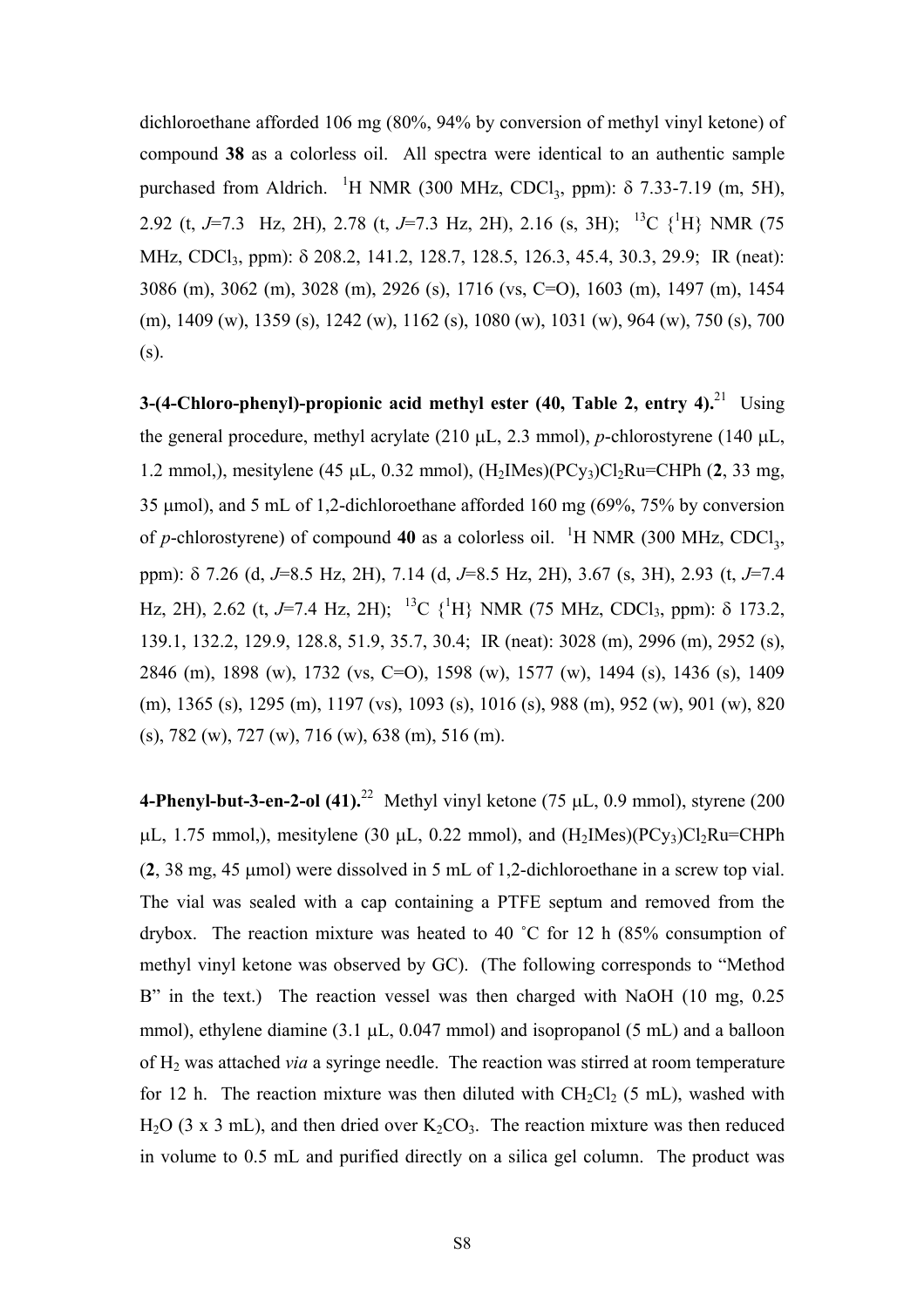dichloroethane afforded 106 mg (80%, 94% by conversion of methyl vinyl ketone) of compound **38** as a colorless oil. All spectra were identical to an authentic sample purchased from Aldrich. $^{1}$H NMR (300 MHz, $CDCl_3$, ppm): δ 7.33-7.19 (m, 5H), 2.92 (t, *J*=7.3 Hz, 2H), 2.78 (t, *J*=7.3 Hz, 2H), 2.16 (s, 3H); $^{13}$C {$^{1}$H} NMR (75 MHz, $CDCl_3$, ppm): δ 208.2, 141.2, 128.7, 128.5, 126.3, 45.4, 30.3, 29.9; IR (neat): 3086 (m), 3062 (m), 3028 (m), 2926 (s), 1716 (vs, C=O), 1603 (m), 1497 (m), 1454 (m), 1409 (w), 1359 (s), 1242 (w), 1162 (s), 1080 (w), 1031 (w), 964 (w), 750 (s), 700 (s).

**3-(4-Chloro-phenyl)-propionic acid methyl ester (40, Table 2, entry 4).**[21] Using the general procedure, methyl acrylate (210 μL, 2.3 mmol), *p*-chlorostyrene (140 μL, 1.2 mmol,), mesitylene (45 μL, 0.32 mmol), $(H_2IMes)(PCy_3)Cl_2Ru{=}CHPh$ (**2**, 33 mg, 35 μmol), and 5 mL of 1,2-dichloroethane afforded 160 mg (69%, 75% by conversion of *p*-chlorostyrene) of compound **40** as a colorless oil. $^{1}$H NMR (300 MHz, $CDCl_3$, ppm): δ 7.26 (d, *J*=8.5 Hz, 2H), 7.14 (d, *J*=8.5 Hz, 2H), 3.67 (s, 3H), 2.93 (t, *J*=7.4 Hz, 2H), 2.62 (t, *J*=7.4 Hz, 2H); $^{13}$C {$^{1}$H} NMR (75 MHz, $CDCl_3$, ppm): δ 173.2, 139.1, 132.2, 129.9, 128.8, 51.9, 35.7, 30.4; IR (neat): 3028 (m), 2996 (m), 2952 (s), 2846 (m), 1898 (w), 1732 (vs, C=O), 1598 (w), 1577 (w), 1494 (s), 1436 (s), 1409 (m), 1365 (s), 1295 (m), 1197 (vs), 1093 (s), 1016 (s), 988 (m), 952 (w), 901 (w), 820 (s), 782 (w), 727 (w), 716 (w), 638 (m), 516 (m).

**4-Phenyl-but-3-en-2-ol (41).**[22] Methyl vinyl ketone (75 μL, 0.9 mmol), styrene (200 μL, 1.75 mmol,), mesitylene (30 μL, 0.22 mmol), and $(H_2IMes)(PCy_3)Cl_2Ru{=}CHPh$ (**2**, 38 mg, 45 μmol) were dissolved in 5 mL of 1,2-dichloroethane in a screw top vial. The vial was sealed with a cap containing a PTFE septum and removed from the drybox. The reaction mixture was heated to 40 ˚C for 12 h (85% consumption of methyl vinyl ketone was observed by GC). (The following corresponds to "Method B" in the text.) The reaction vessel was then charged with NaOH (10 mg, 0.25 mmol), ethylene diamine (3.1 μL, 0.047 mmol) and isopropanol (5 mL) and a balloon of $H_2$ was attached *via* a syringe needle. The reaction was stirred at room temperature for 12 h. The reaction mixture was then diluted with $CH_2Cl_2$ (5 mL), washed with $H_2O$ (3 x 3 mL), and then dried over $K_2CO_3$. The reaction mixture was then reduced in volume to 0.5 mL and purified directly on a silica gel column. The product was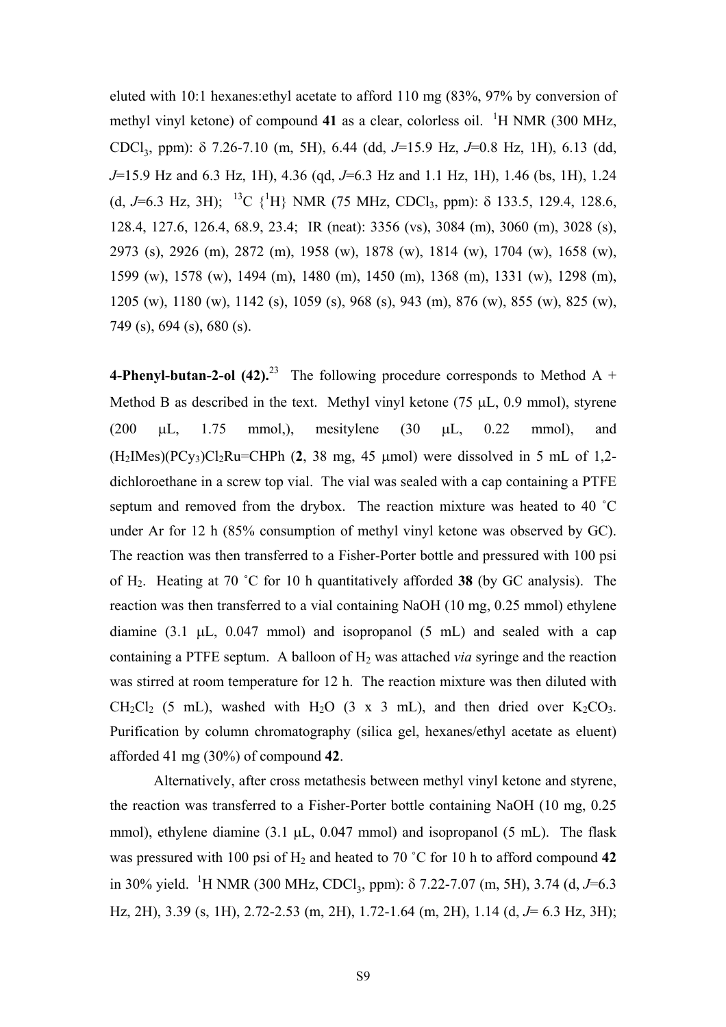eluted with 10:1 hexanes:ethyl acetate to afford 110 mg (83%, 97% by conversion of methyl vinyl ketone) of compound **41** as a clear, colorless oil. $^{1}$H NMR (300 MHz, $CDCl_3$, ppm): δ 7.26-7.10 (m, 5H), 6.44 (dd, *J*=15.9 Hz, *J*=0.8 Hz, 1H), 6.13 (dd, *J*=15.9 Hz and 6.3 Hz, 1H), 4.36 (qd, *J*=6.3 Hz and 1.1 Hz, 1H), 1.46 (bs, 1H), 1.24 (d, *J*=6.3 Hz, 3H); $^{13}$C {$^{1}$H} NMR (75 MHz, $CDCl_3$, ppm): δ 133.5, 129.4, 128.6, 128.4, 127.6, 126.4, 68.9, 23.4; IR (neat): 3356 (vs), 3084 (m), 3060 (m), 3028 (s), 2973 (s), 2926 (m), 2872 (m), 1958 (w), 1878 (w), 1814 (w), 1704 (w), 1658 (w), 1599 (w), 1578 (w), 1494 (m), 1480 (m), 1450 (m), 1368 (m), 1331 (w), 1298 (m), 1205 (w), 1180 (w), 1142 (s), 1059 (s), 968 (s), 943 (m), 876 (w), 855 (w), 825 (w), 749 (s), 694 (s), 680 (s).

**4-Phenyl-butan-2-ol (42).**[23] The following procedure corresponds to Method A + Method B as described in the text. Methyl vinyl ketone (75 μL, 0.9 mmol), styrene (200 μL, 1.75 mmol,), mesitylene (30 μL, 0.22 mmol), and $(H_2IMes)(PCy_3)Cl_2Ru{=}CHPh$ (**2**, 38 mg, 45 μmol) were dissolved in 5 mL of 1,2-dichloroethane in a screw top vial. The vial was sealed with a cap containing a PTFE septum and removed from the drybox. The reaction mixture was heated to 40 ˚C under Ar for 12 h (85% consumption of methyl vinyl ketone was observed by GC). The reaction was then transferred to a Fisher-Porter bottle and pressured with 100 psi of $H_2$. Heating at 70 ˚C for 10 h quantitatively afforded **38** (by GC analysis). The reaction was then transferred to a vial containing NaOH (10 mg, 0.25 mmol) ethylene diamine (3.1 μL, 0.047 mmol) and isopropanol (5 mL) and sealed with a cap containing a PTFE septum. A balloon of $H_2$ was attached *via* syringe and the reaction was stirred at room temperature for 12 h. The reaction mixture was then diluted with $CH_2Cl_2$ (5 mL), washed with $H_2O$ (3 x 3 mL), and then dried over $K_2CO_3$. Purification by column chromatography (silica gel, hexanes/ethyl acetate as eluent) afforded 41 mg (30%) of compound **42**.

Alternatively, after cross metathesis between methyl vinyl ketone and styrene, the reaction was transferred to a Fisher-Porter bottle containing NaOH (10 mg, 0.25 mmol), ethylene diamine (3.1 μL, 0.047 mmol) and isopropanol (5 mL). The flask was pressured with 100 psi of $H_2$ and heated to 70 ˚C for 10 h to afford compound **42** in 30% yield. $^{1}$H NMR (300 MHz, $CDCl_3$, ppm): δ 7.22-7.07 (m, 5H), 3.74 (d, *J*=6.3 Hz, 2H), 3.39 (s, 1H), 2.72-2.53 (m, 2H), 1.72-1.64 (m, 2H), 1.14 (d, *J*= 6.3 Hz, 3H);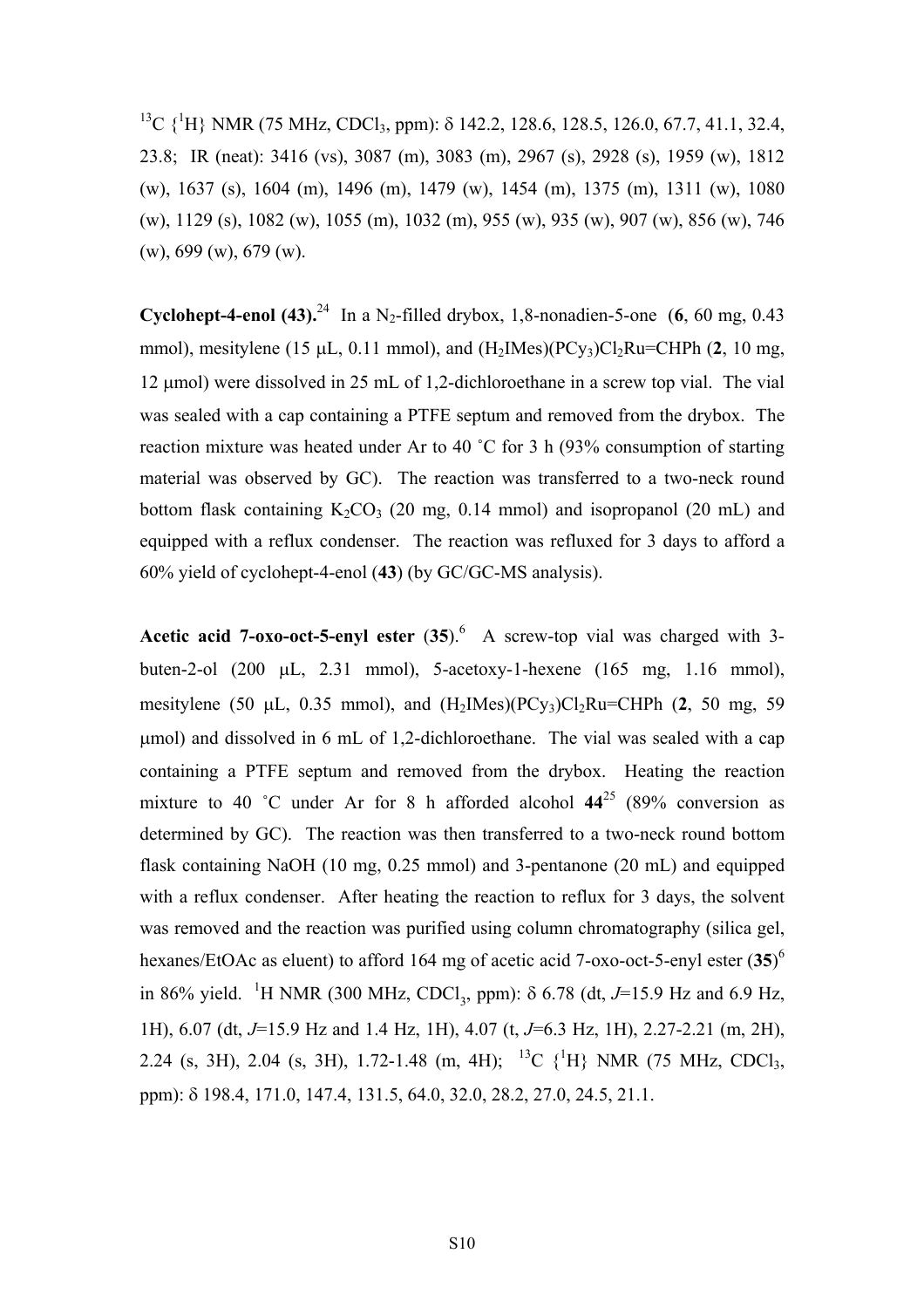$^{13}C\ \{^1H\}$ NMR (75 MHz, $CDCl_3$, ppm): δ 142.2, 128.6, 128.5, 126.0, 67.7, 41.1, 32.4, 23.8; IR (neat): 3416 (vs), 3087 (m), 3083 (m), 2967 (s), 2928 (s), 1959 (w), 1812 (w), 1637 (s), 1604 (m), 1496 (m), 1479 (w), 1454 (m), 1375 (m), 1311 (w), 1080 (w), 1129 (s), 1082 (w), 1055 (m), 1032 (m), 955 (w), 935 (w), 907 (w), 856 (w), 746 (w), 699 (w), 679 (w).

**Cyclohept-4-enol (43).**[24] In a $N_2$-filled drybox, 1,8-nonadien-5-one (**6**, 60 mg, 0.43 mmol), mesitylene (15 μL, 0.11 mmol), and $(H_2IMes)(PCy_3)Cl_2Ru{=}CHPh$ (**2**, 10 mg, 12 μmol) were dissolved in 25 mL of 1,2-dichloroethane in a screw top vial. The vial was sealed with a cap containing a PTFE septum and removed from the drybox. The reaction mixture was heated under Ar to 40 ˚C for 3 h (93% consumption of starting material was observed by GC). The reaction was transferred to a two-neck round bottom flask containing $K_2CO_3$ (20 mg, 0.14 mmol) and isopropanol (20 mL) and equipped with a reflux condenser. The reaction was refluxed for 3 days to afford a 60% yield of cyclohept-4-enol (**43**) (by GC/GC-MS analysis).

**Acetic acid 7-oxo-oct-5-enyl ester (35).**[6] A screw-top vial was charged with 3-buten-2-ol (200 μL, 2.31 mmol), 5-acetoxy-1-hexene (165 mg, 1.16 mmol), mesitylene (50 μL, 0.35 mmol), and $(H_2IMes)(PCy_3)Cl_2Ru{=}CHPh$ (**2**, 50 mg, 59 μmol) and dissolved in 6 mL of 1,2-dichloroethane. The vial was sealed with a cap containing a PTFE septum and removed from the drybox. Heating the reaction mixture to 40 ˚C under Ar for 8 h afforded alcohol **44**[25] (89% conversion as determined by GC). The reaction was then transferred to a two-neck round bottom flask containing NaOH (10 mg, 0.25 mmol) and 3-pentanone (20 mL) and equipped with a reflux condenser. After heating the reaction to reflux for 3 days, the solvent was removed and the reaction was purified using column chromatography (silica gel, hexanes/EtOAc as eluent) to afford 164 mg of acetic acid 7-oxo-oct-5-enyl ester (**35**)[6] in 86% yield. $^1H$ NMR (300 MHz, $CDCl_3$, ppm): δ 6.78 (dt, $J$=15.9 Hz and 6.9 Hz, 1H), 6.07 (dt, $J$=15.9 Hz and 1.4 Hz, 1H), 4.07 (t, $J$=6.3 Hz, 1H), 2.27-2.21 (m, 2H), 2.24 (s, 3H), 2.04 (s, 3H), 1.72-1.48 (m, 4H); $^{13}C\ \{^1H\}$ NMR (75 MHz, $CDCl_3$, ppm): δ 198.4, 171.0, 147.4, 131.5, 64.0, 32.0, 28.2, 27.0, 24.5, 21.1.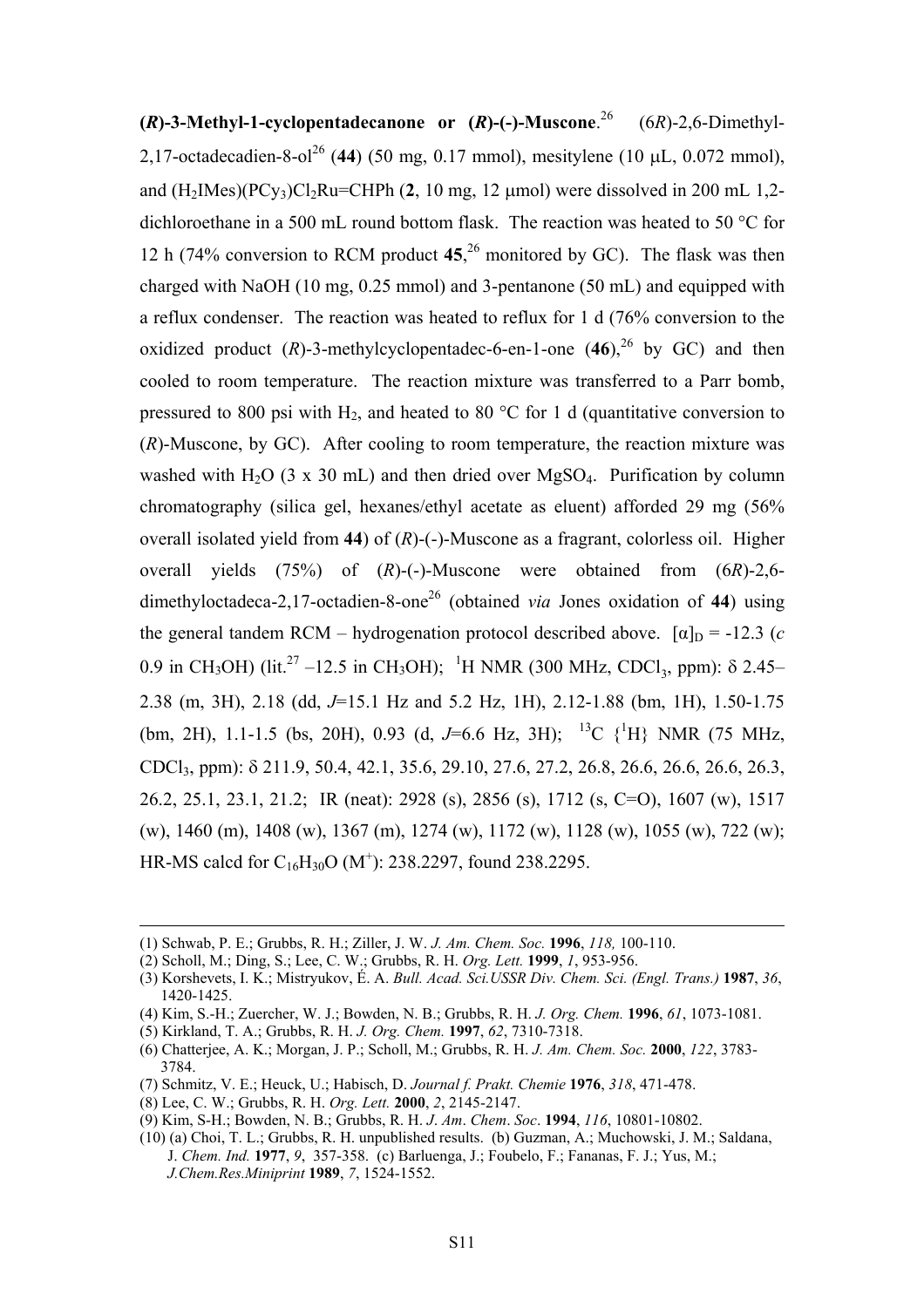**(*R*)-3-Methyl-1-cyclopentadecanone or (*R*)-(-)-Muscone**.[26] (6*R*)-2,6-Dimethyl-2,17-octadecadien-8-ol[26] (**44**) (50 mg, 0.17 mmol), mesitylene (10 μL, 0.072 mmol), and $(H_2IMes)(PCy_3)Cl_2Ru{=}CHPh$ (**2**, 10 mg, 12 μmol) were dissolved in 200 mL 1,2-dichloroethane in a 500 mL round bottom flask. The reaction was heated to 50 °C for 12 h (74% conversion to RCM product **45**,[26] monitored by GC). The flask was then charged with NaOH (10 mg, 0.25 mmol) and 3-pentanone (50 mL) and equipped with a reflux condenser. The reaction was heated to reflux for 1 d (76% conversion to the oxidized product (*R*)-3-methylcyclopentadec-6-en-1-one (**46**),[26] by GC) and then cooled to room temperature. The reaction mixture was transferred to a Parr bomb, pressured to 800 psi with $H_2$, and heated to 80 °C for 1 d (quantitative conversion to (*R*)-Muscone, by GC). After cooling to room temperature, the reaction mixture was washed with $H_2O$ (3 x 30 mL) and then dried over $MgSO_4$. Purification by column chromatography (silica gel, hexanes/ethyl acetate as eluent) afforded 29 mg (56% overall isolated yield from **44**) of (*R*)-(-)-Muscone as a fragrant, colorless oil. Higher overall yields (75%) of (*R*)-(-)-Muscone were obtained from (6*R*)-2,6-dimethyloctadeca-2,17-octadien-8-one[26] (obtained *via* Jones oxidation of **44**) using the general tandem RCM – hydrogenation protocol described above. $[\alpha]_D$ = -12.3 (*c* 0.9 in $CH_3OH$) (lit.[27] –12.5 in $CH_3OH$); $^1H$ NMR (300 MHz, $CDCl_3$, ppm): δ 2.45–2.38 (m, 3H), 2.18 (dd, *J*=15.1 Hz and 5.2 Hz, 1H), 2.12-1.88 (bm, 1H), 1.50-1.75 (bm, 2H), 1.1-1.5 (bs, 20H), 0.93 (d, *J*=6.6 Hz, 3H); $^{13}C$ {$^1H$} NMR (75 MHz, $CDCl_3$, ppm): δ 211.9, 50.4, 42.1, 35.6, 29.10, 27.6, 27.2, 26.8, 26.6, 26.6, 26.6, 26.3, 26.2, 25.1, 23.1, 21.2; IR (neat): 2928 (s), 2856 (s), 1712 (s, C=O), 1607 (w), 1517 (w), 1460 (m), 1408 (w), 1367 (m), 1274 (w), 1172 (w), 1128 (w), 1055 (w), 722 (w); HR-MS calcd for $C_{16}H_{30}O$ ($M^+$): 238.2297, found 238.2295.

---

(1) Schwab, P. E.; Grubbs, R. H.; Ziller, J. W. *J. Am. Chem. Soc.* **1996**, *118,* 100-110.
(2) Scholl, M.; Ding, S.; Lee, C. W.; Grubbs, R. H. *Org. Lett.* **1999**, *1*, 953-956.
(3) Korshevets, I. K.; Mistryukov, É. A. *Bull. Acad. Sci.USSR Div. Chem. Sci. (Engl. Trans.)* **1987**, *36*, 1420-1425.
(4) Kim, S.-H.; Zuercher, W. J.; Bowden, N. B.; Grubbs, R. H. *J. Org. Chem.* **1996**, *61*, 1073-1081.
(5) Kirkland, T. A.; Grubbs, R. H. *J. Org. Chem.* **1997**, *62*, 7310-7318.
(6) Chatterjee, A. K.; Morgan, J. P.; Scholl, M.; Grubbs, R. H. *J. Am. Chem. Soc.* **2000**, *122*, 3783-3784.
(7) Schmitz, V. E.; Heuck, U.; Habisch, D. *Journal f. Prakt. Chemie* **1976**, *318*, 471-478.
(8) Lee, C. W.; Grubbs, R. H. *Org. Lett.* **2000**, *2*, 2145-2147.
(9) Kim, S-H.; Bowden, N. B.; Grubbs, R. H. *J. Am. Chem. Soc.* **1994**, *116*, 10801-10802.
(10) (a) Choi, T. L.; Grubbs, R. H. unpublished results. (b) Guzman, A.; Muchowski, J. M.; Saldana, J. *Chem. Ind.* **1977**, *9*, 357-358. (c) Barluenga, J.; Foubelo, F.; Fananas, F. J.; Yus, M.; *J.Chem.Res.Miniprint* **1989**, *7*, 1524-1552.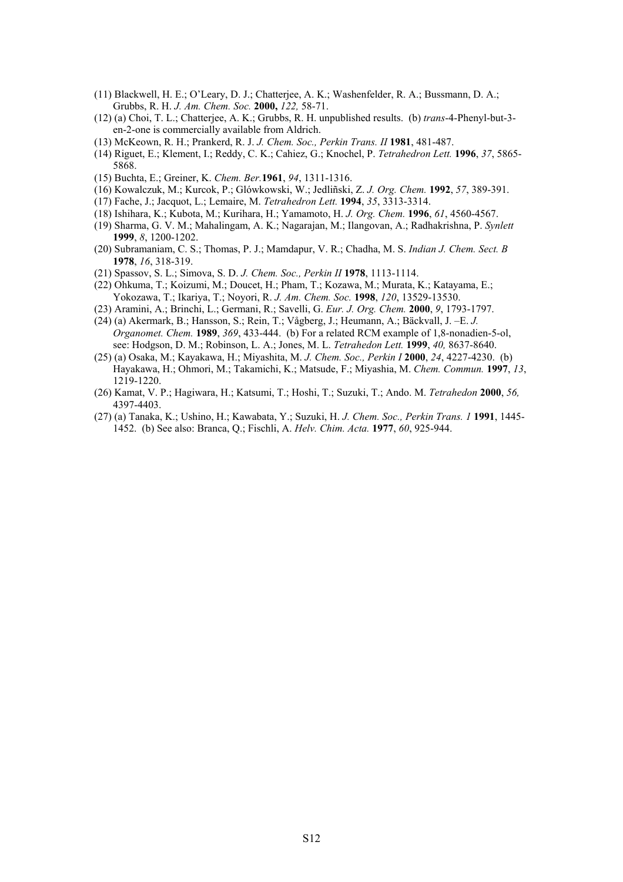(11) Blackwell, H. E.; O'Leary, D. J.; Chatterjee, A. K.; Washenfelder, R. A.; Bussmann, D. A.; Grubbs, R. H. *J. Am. Chem. Soc.* **2000,** *122,* 58-71.

(12) (a) Choi, T. L.; Chatterjee, A. K.; Grubbs, R. H. unpublished results. (b) *trans*-4-Phenyl-but-3-en-2-one is commercially available from Aldrich.

(13) McKeown, R. H.; Prankerd, R. J. *J. Chem. Soc., Perkin Trans. II* **1981**, 481-487.

(14) Riguet, E.; Klement, I.; Reddy, C. K.; Cahiez, G.; Knochel, P. *Tetrahedron Lett.* **1996**, *37*, 5865-5868.

(15) Buchta, E.; Greiner, K. *Chem. Ber.***1961**, *94*, 1311-1316.

(16) Kowalczuk, M.; Kurcok, P.; Glówkowski, W.; Jedliñski, Z. *J. Org. Chem.* **1992**, *57*, 389-391.

(17) Fache, J.; Jacquot, L.; Lemaire, M. *Tetrahedron Lett.* **1994**, *35*, 3313-3314.

(18) Ishihara, K.; Kubota, M.; Kurihara, H.; Yamamoto, H. *J. Org. Chem.* **1996**, *61*, 4560-4567.

(19) Sharma, G. V. M.; Mahalingam, A. K.; Nagarajan, M.; Ilangovan, A.; Radhakrishna, P. *Synlett* **1999**, *8*, 1200-1202.

(20) Subramaniam, C. S.; Thomas, P. J.; Mamdapur, V. R.; Chadha, M. S. *Indian J. Chem. Sect. B* **1978**, *16*, 318-319.

(21) Spassov, S. L.; Simova, S. D. *J. Chem. Soc., Perkin II* **1978**, 1113-1114.

(22) Ohkuma, T.; Koizumi, M.; Doucet, H.; Pham, T.; Kozawa, M.; Murata, K.; Katayama, E.; Yokozawa, T.; Ikariya, T.; Noyori, R. *J. Am. Chem. Soc.* **1998**, *120*, 13529-13530.

(23) Aramini, A.; Brinchi, L.; Germani, R.; Savelli, G. *Eur. J. Org. Chem.* **2000**, *9*, 1793-1797.

(24) (a) Akermark, B.; Hansson, S.; Rein, T.; Vågberg, J.; Heumann, A.; Bäckvall, J. –E. *J. Organomet. Chem.* **1989**, *369*, 433-444. (b) For a related RCM example of 1,8-nonadien-5-ol, see: Hodgson, D. M.; Robinson, L. A.; Jones, M. L. *Tetrahedon Lett.* **1999**, *40,* 8637-8640.

(25) (a) Osaka, M.; Kayakawa, H.; Miyashita, M. *J. Chem. Soc., Perkin I* **2000**, *24*, 4227-4230. (b) Hayakawa, H.; Ohmori, M.; Takamichi, K.; Matsude, F.; Miyashia, M. *Chem. Commun.* **1997**, *13*, 1219-1220.

(26) Kamat, V. P.; Hagiwara, H.; Katsumi, T.; Hoshi, T.; Suzuki, T.; Ando. M. *Tetrahedon* **2000**, *56,* 4397-4403.

(27) (a) Tanaka, K.; Ushino, H.; Kawabata, Y.; Suzuki, H. *J. Chem. Soc., Perkin Trans. 1* **1991**, 1445-1452. (b) See also: Branca, Q.; Fischli, A. *Helv. Chim. Acta.* **1977**, *60*, 925-944.